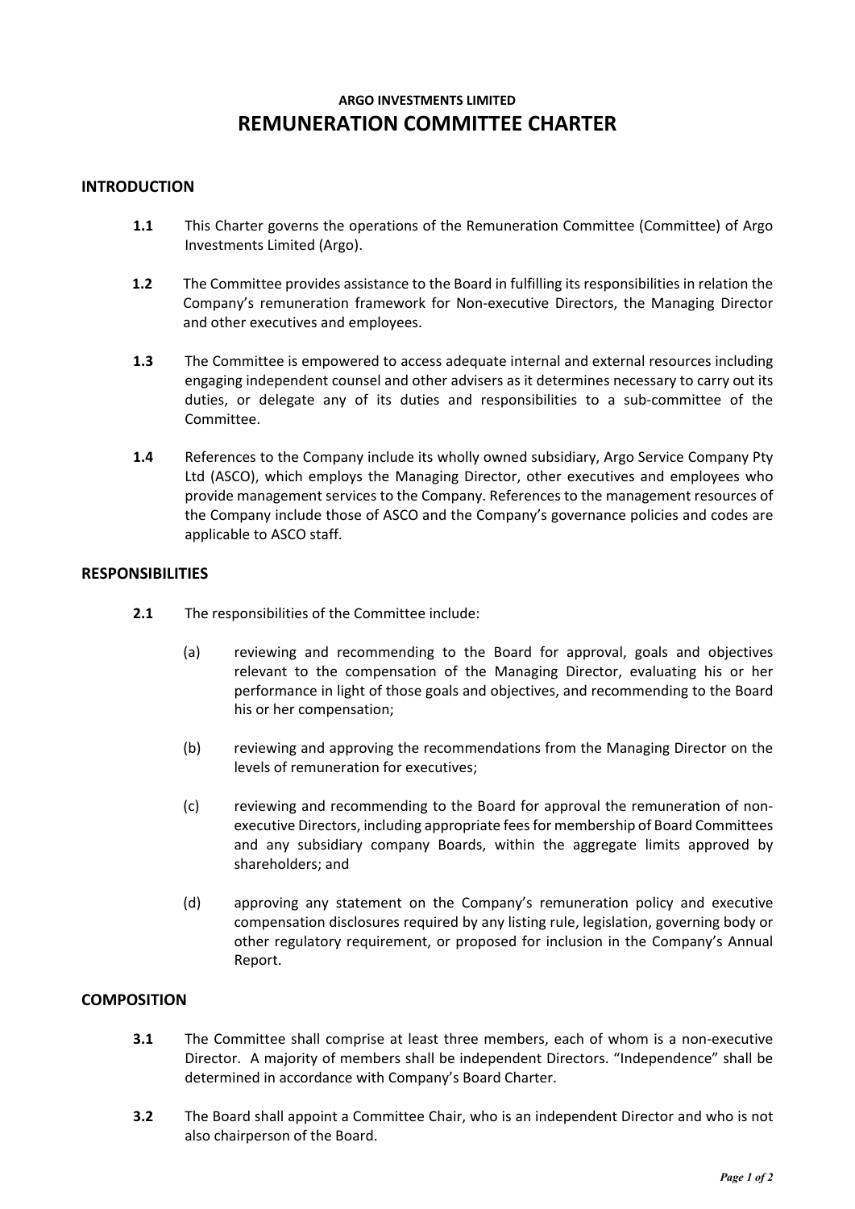**ARGO INVESTMENTS LIMITED**

# REMUNERATION COMMITTEE CHARTER

## INTRODUCTION

**1.1** This Charter governs the operations of the Remuneration Committee (Committee) of Argo Investments Limited (Argo).

**1.2** The Committee provides assistance to the Board in fulfilling its responsibilities in relation the Company's remuneration framework for Non-executive Directors, the Managing Director and other executives and employees.

**1.3** The Committee is empowered to access adequate internal and external resources including engaging independent counsel and other advisers as it determines necessary to carry out its duties, or delegate any of its duties and responsibilities to a sub-committee of the Committee.

**1.4** References to the Company include its wholly owned subsidiary, Argo Service Company Pty Ltd (ASCO), which employs the Managing Director, other executives and employees who provide management services to the Company. References to the management resources of the Company include those of ASCO and the Company's governance policies and codes are applicable to ASCO staff.

## RESPONSIBILITIES

**2.1** The responsibilities of the Committee include:

(a) reviewing and recommending to the Board for approval, goals and objectives relevant to the compensation of the Managing Director, evaluating his or her performance in light of those goals and objectives, and recommending to the Board his or her compensation;

(b) reviewing and approving the recommendations from the Managing Director on the levels of remuneration for executives;

(c) reviewing and recommending to the Board for approval the remuneration of non-executive Directors, including appropriate fees for membership of Board Committees and any subsidiary company Boards, within the aggregate limits approved by shareholders; and

(d) approving any statement on the Company's remuneration policy and executive compensation disclosures required by any listing rule, legislation, governing body or other regulatory requirement, or proposed for inclusion in the Company's Annual Report.

## COMPOSITION

**3.1** The Committee shall comprise at least three members, each of whom is a non-executive Director. A majority of members shall be independent Directors. "Independence" shall be determined in accordance with Company's Board Charter.

**3.2** The Board shall appoint a Committee Chair, who is an independent Director and who is not also chairperson of the Board.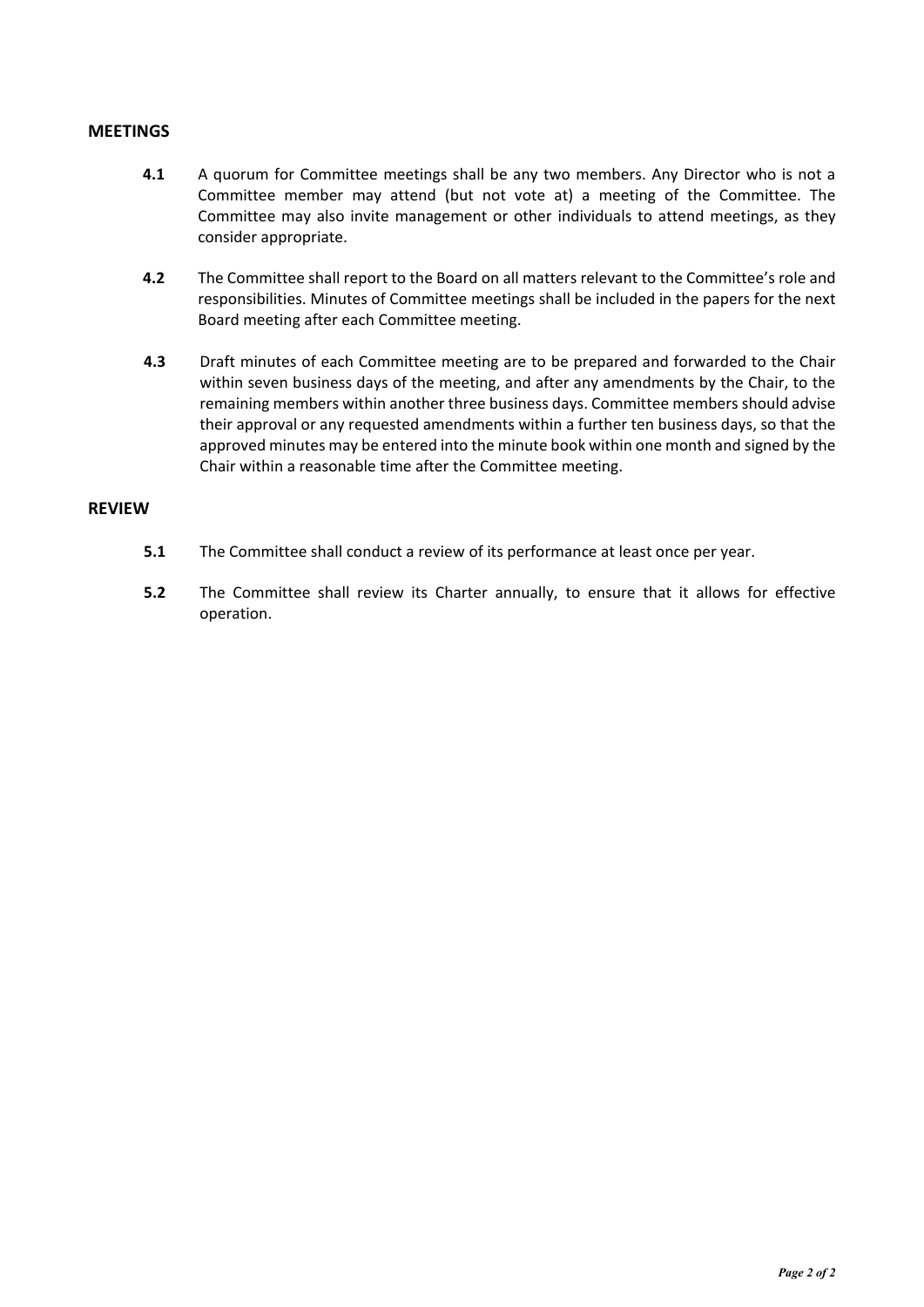## MEETINGS

**4.1** A quorum for Committee meetings shall be any two members. Any Director who is not a Committee member may attend (but not vote at) a meeting of the Committee. The Committee may also invite management or other individuals to attend meetings, as they consider appropriate.

**4.2** The Committee shall report to the Board on all matters relevant to the Committee's role and responsibilities. Minutes of Committee meetings shall be included in the papers for the next Board meeting after each Committee meeting.

**4.3** Draft minutes of each Committee meeting are to be prepared and forwarded to the Chair within seven business days of the meeting, and after any amendments by the Chair, to the remaining members within another three business days. Committee members should advise their approval or any requested amendments within a further ten business days, so that the approved minutes may be entered into the minute book within one month and signed by the Chair within a reasonable time after the Committee meeting.

## REVIEW

**5.1** The Committee shall conduct a review of its performance at least once per year.

**5.2** The Committee shall review its Charter annually, to ensure that it allows for effective operation.